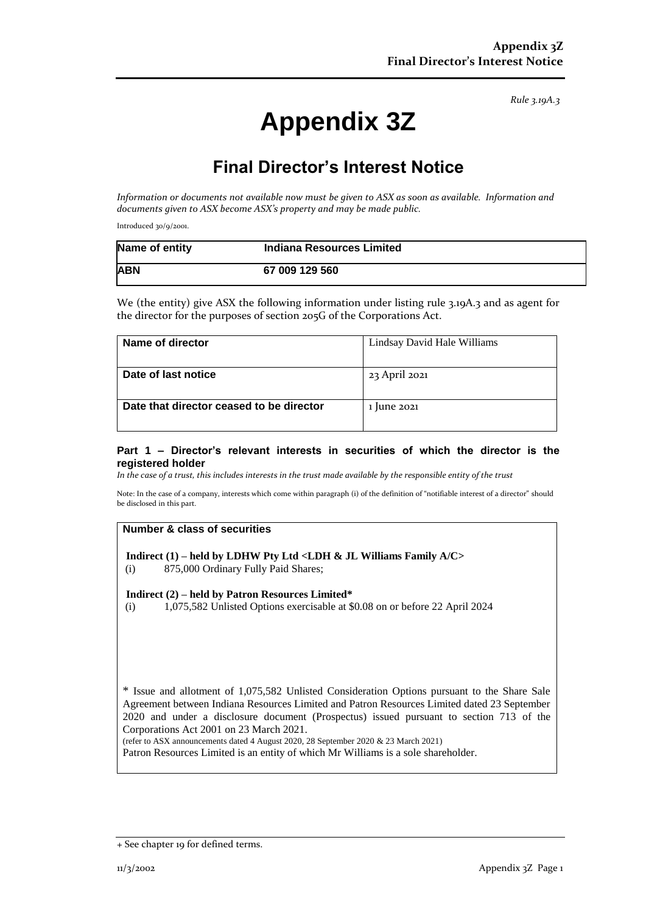*Rule 3.19A.3*

# Appendix 3Z

## Final Director's Interest Notice

*Information or documents not available now must be given to ASX as soon as available. Information and documents given to ASX become ASX's property and may be made public.*

Introduced 30/9/2001.

| | |
|---|---|
| **Name of entity** | **Indiana Resources Limited** |
| **ABN** | **67 009 129 560** |

We (the entity) give ASX the following information under listing rule 3.19A.3 and as agent for the director for the purposes of section 205G of the Corporations Act.

| | |
|---|---|
| **Name of director** | Lindsay David Hale Williams |
| **Date of last notice** | 23 April 2021 |
| **Date that director ceased to be director** | 1 June 2021 |

### Part 1 – Director's relevant interests in securities of which the director is the registered holder

*In the case of a trust, this includes interests in the trust made available by the responsible entity of the trust*

Note: In the case of a company, interests which come within paragraph (i) of the definition of "notifiable interest of a director" should be disclosed in this part.

**Number & class of securities**

**Indirect (1) – held by LDHW Pty Ltd <LDH & JL Williams Family A/C>**

(i) 875,000 Ordinary Fully Paid Shares;

**Indirect (2) – held by Patron Resources Limited***

(i) 1,075,582 Unlisted Options exercisable at $0.08 on or before 22 April 2024

* Issue and allotment of 1,075,582 Unlisted Consideration Options pursuant to the Share Sale Agreement between Indiana Resources Limited and Patron Resources Limited dated 23 September 2020 and under a disclosure document (Prospectus) issued pursuant to section 713 of the Corporations Act 2001 on 23 March 2021.

(refer to ASX announcements dated 4 August 2020, 28 September 2020 & 23 March 2021)

Patron Resources Limited is an entity of which Mr Williams is a sole shareholder.

+ See chapter 19 for defined terms.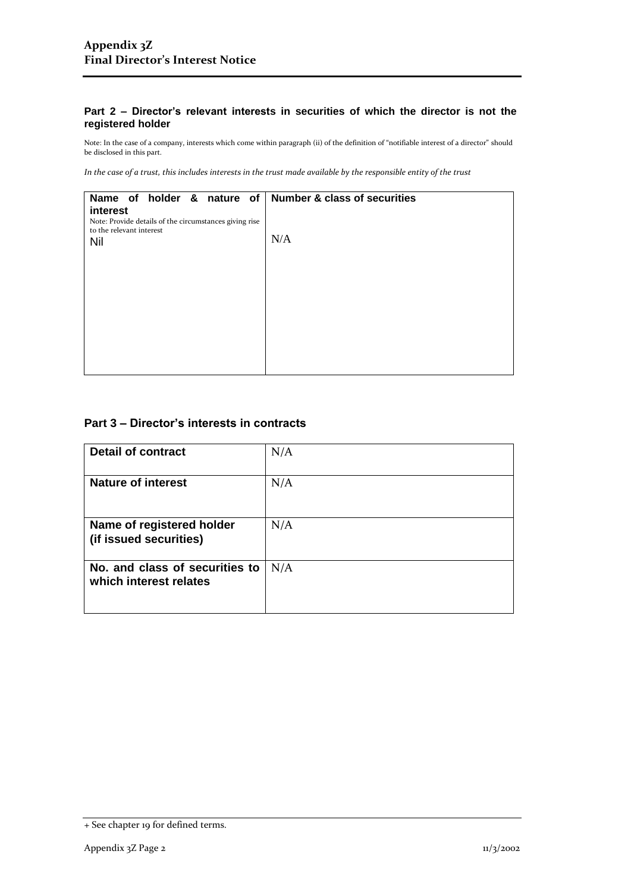## Part 2 – Director's relevant interests in securities of which the director is not the registered holder

Note: In the case of a company, interests which come within paragraph (ii) of the definition of "notifiable interest of a director" should be disclosed in this part.

*In the case of a trust, this includes interests in the trust made available by the responsible entity of the trust*

| Name of holder & nature of interest<br>Note: Provide details of the circumstances giving rise to the relevant interest | Number & class of securities |
|---|---|
| Nil | N/A |

## Part 3 – Director's interests in contracts

| | |
|---|---|
| **Detail of contract** | N/A |
| **Nature of interest** | N/A |
| **Name of registered holder (if issued securities)** | N/A |
| **No. and class of securities to which interest relates** | N/A |

+ See chapter 19 for defined terms.